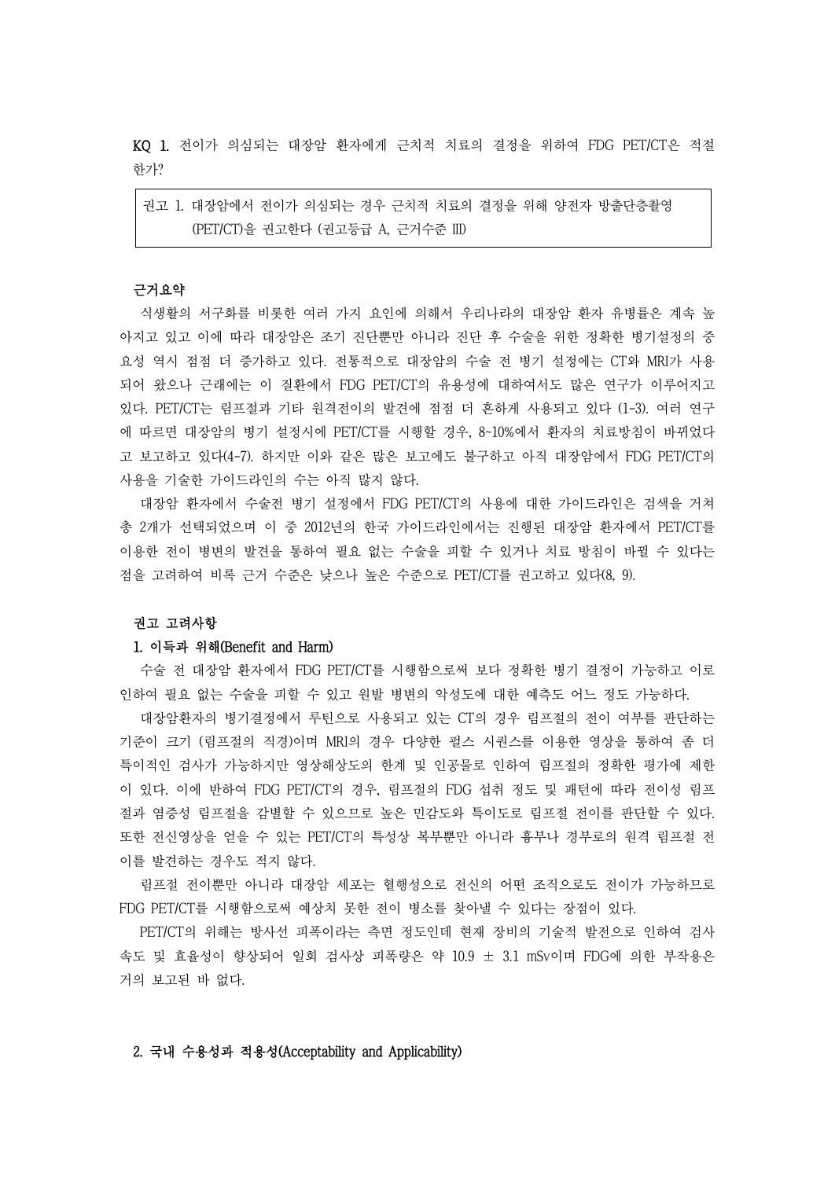**KQ 1.** 전이가 의심되는 대장암 환자에게 근치적 치료의 결정을 위하여 FDG PET/CT은 적절한가?

> 권고 1. 대장암에서 전이가 의심되는 경우 근치적 치료의 결정을 위해 양전자 방출단층촬영 (PET/CT)을 권고한다 (권고등급 A, 근거수준 III)

**근거요약**

식생활의 서구화를 비롯한 여러 가지 요인에 의해서 우리나라의 대장암 환자 유병률은 계속 높아지고 있고 이에 따라 대장암은 조기 진단뿐만 아니라 진단 후 수술을 위한 정확한 병기설정의 중요성 역시 점점 더 증가하고 있다. 전통적으로 대장암의 수술 전 병기 설정에는 CT와 MRI가 사용되어 왔으나 근래에는 이 질환에서 FDG PET/CT의 유용성에 대하여서도 많은 연구가 이루어지고 있다. PET/CT는 림프절과 기타 원격전이의 발견에 점점 더 흔하게 사용되고 있다 (1-3). 여러 연구에 따르면 대장암의 병기 설정시에 PET/CT를 시행할 경우, 8~10%에서 환자의 치료방침이 바뀌었다고 보고하고 있다(4-7). 하지만 이와 같은 많은 보고에도 불구하고 아직 대장암에서 FDG PET/CT의 사용을 기술한 가이드라인의 수는 아직 많지 않다.

대장암 환자에서 수술전 병기 설정에서 FDG PET/CT의 사용에 대한 가이드라인은 검색을 거쳐 총 2개가 선택되었으며 이 중 2012년의 한국 가이드라인에서는 진행된 대장암 환자에서 PET/CT를 이용한 전이 병변의 발견을 통하여 필요 없는 수술을 피할 수 있거나 치료 방침이 바뀔 수 있다는 점을 고려하여 비록 근거 수준은 낮으나 높은 수준으로 PET/CT를 권고하고 있다(8, 9).

**권고 고려사항**

**1. 이득과 위해(Benefit and Harm)**

수술 전 대장암 환자에서 FDG PET/CT를 시행함으로써 보다 정확한 병기 결정이 가능하고 이로 인하여 필요 없는 수술을 피할 수 있고 원발 병변의 악성도에 대한 예측도 어느 정도 가능하다.

대장암환자의 병기결정에서 루틴으로 사용되고 있는 CT의 경우 림프절의 전이 여부를 판단하는 기준이 크기 (림프절의 직경)이며 MRI의 경우 다양한 펄스 시퀀스를 이용한 영상을 통하여 좀 더 특이적인 검사가 가능하지만 영상해상도의 한계 및 인공물로 인하여 림프절의 정확한 평가에 제한이 있다. 이에 반하여 FDG PET/CT의 경우, 림프절의 FDG 섭취 정도 및 패턴에 따라 전이성 림프절과 염증성 림프절을 감별할 수 있으므로 높은 민감도와 특이도로 림프절 전이를 판단할 수 있다. 또한 전신영상을 얻을 수 있는 PET/CT의 특성상 복부뿐만 아니라 흉부나 경부로의 원격 림프절 전이를 발견하는 경우도 적지 않다.

림프절 전이뿐만 아니라 대장암 세포는 혈행성으로 전신의 어떤 조직으로도 전이가 가능하므로 FDG PET/CT를 시행함으로써 예상치 못한 전이 병소를 찾아낼 수 있다는 장점이 있다.

PET/CT의 위해는 방사선 피폭이라는 측면 정도인데 현재 장비의 기술적 발전으로 인하여 검사 속도 및 효율성이 향상되어 일회 검사상 피폭량은 약 10.9 ± 3.1 mSv이며 FDG에 의한 부작용은 거의 보고된 바 없다.

**2. 국내 수용성과 적용성(Acceptability and Applicability)**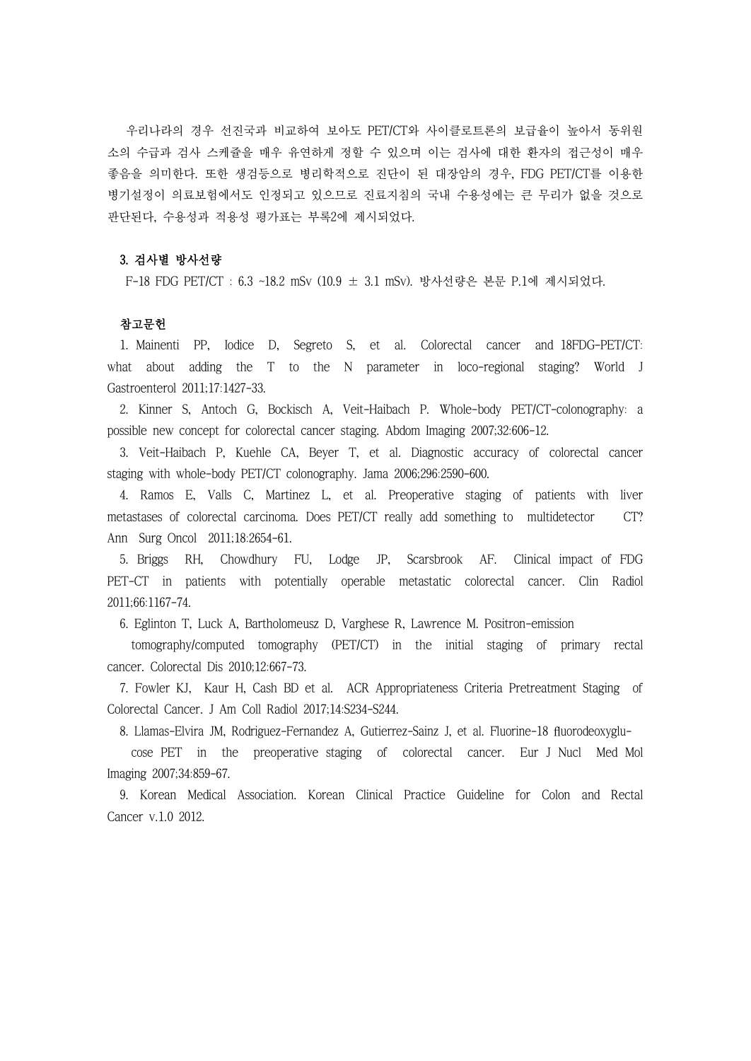우리나라의 경우 선진국과 비교하여 보아도 PET/CT와 사이클로트론의 보급율이 높아서 동위원소의 수급과 검사 스케쥴을 매우 유연하게 정할 수 있으며 이는 검사에 대한 환자의 접근성이 매우 좋음을 의미한다. 또한 생검등으로 병리학적으로 진단이 된 대장암의 경우, FDG PET/CT를 이용한 병기설정이 의료보험에서도 인정되고 있으므로 진료지침의 국내 수용성에는 큰 무리가 없을 것으로 판단된다, 수용성과 적용성 평가표는 부록2에 제시되었다.

### 3. 검사별 방사선량

F-18 FDG PET/CT : 6.3 ~18.2 mSv (10.9 ± 3.1 mSv). 방사선량은 본문 P.1에 제시되었다.

### 참고문헌

1. Mainenti PP, Iodice D, Segreto S, et al. Colorectal cancer and 18FDG-PET/CT: what about adding the T to the N parameter in loco-regional staging? World J Gastroenterol 2011;17:1427-33.
2. Kinner S, Antoch G, Bockisch A, Veit-Haibach P. Whole-body PET/CT-colonography: a possible new concept for colorectal cancer staging. Abdom Imaging 2007;32:606-12.
3. Veit-Haibach P, Kuehle CA, Beyer T, et al. Diagnostic accuracy of colorectal cancer staging with whole-body PET/CT colonography. Jama 2006;296:2590-600.
4. Ramos E, Valls C, Martinez L, et al. Preoperative staging of patients with liver metastases of colorectal carcinoma. Does PET/CT really add something to multidetector CT? Ann Surg Oncol 2011;18:2654-61.
5. Briggs RH, Chowdhury FU, Lodge JP, Scarsbrook AF. Clinical impact of FDG PET-CT in patients with potentially operable metastatic colorectal cancer. Clin Radiol 2011;66:1167-74.
6. Eglinton T, Luck A, Bartholomeusz D, Varghese R, Lawrence M. Positron-emission tomography/computed tomography (PET/CT) in the initial staging of primary rectal cancer. Colorectal Dis 2010;12:667-73.
7. Fowler KJ, Kaur H, Cash BD et al. ACR Appropriateness Criteria Pretreatment Staging of Colorectal Cancer. J Am Coll Radiol 2017;14:S234-S244.
8. Llamas-Elvira JM, Rodriguez-Fernandez A, Gutierrez-Sainz J, et al. Fluorine-18 fluorodeoxyglucose PET in the preoperative staging of colorectal cancer. Eur J Nucl Med Mol Imaging 2007;34:859-67.
9. Korean Medical Association. Korean Clinical Practice Guideline for Colon and Rectal Cancer v.1.0 2012.